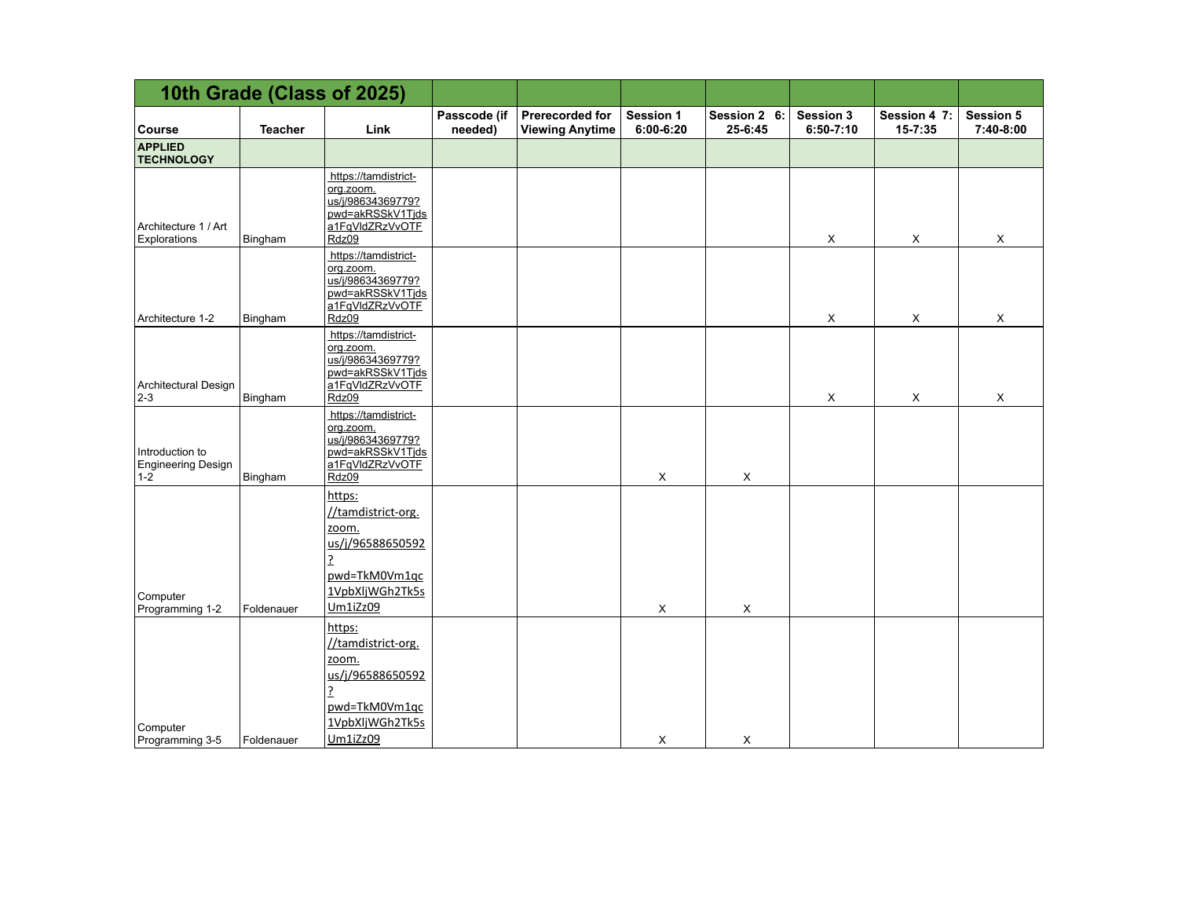| 10th Grade (Class of 2025) | | | | | | | | | |
|---|---|---|---|---|---|---|---|---|---|
| Course | Teacher | Link | Passcode (if needed) | Prerecorded for Viewing Anytime | Session 1 6:00-6:20 | Session 2 6:25-6:45 | Session 3 6:50-7:10 | Session 4 7:15-7:35 | Session 5 7:40-8:00 |
| **APPLIED TECHNOLOGY** | | | | | | | | | |
| Architecture 1 / Art Explorations | Bingham | https://tamdistrict-org.zoom.us/j/98634369779?pwd=akRSSkV1Tjdsa1FqVldZRzVvOTFRdz09 | | | | | X | X | X |
| Architecture 1-2 | Bingham | https://tamdistrict-org.zoom.us/j/98634369779?pwd=akRSSkV1Tjdsa1FqVldZRzVvOTFRdz09 | | | | | X | X | X |
| Architectural Design 2-3 | Bingham | https://tamdistrict-org.zoom.us/j/98634369779?pwd=akRSSkV1Tjdsa1FqVldZRzVvOTFRdz09 | | | | | X | X | X |
| Introduction to Engineering Design 1-2 | Bingham | https://tamdistrict-org.zoom.us/j/98634369779?pwd=akRSSkV1Tjdsa1FqVldZRzVvOTFRdz09 | | | X | X | | | |
| Computer Programming 1-2 | Foldenauer | https://tamdistrict-org.zoom.us/j/96588650592?pwd=TkM0Vm1qc1VpbXljWGh2Tk5sUm1iZz09 | | | X | X | | | |
| Computer Programming 3-5 | Foldenauer | https://tamdistrict-org.zoom.us/j/96588650592?pwd=TkM0Vm1qc1VpbXljWGh2Tk5sUm1iZz09 | | | X | X | | | |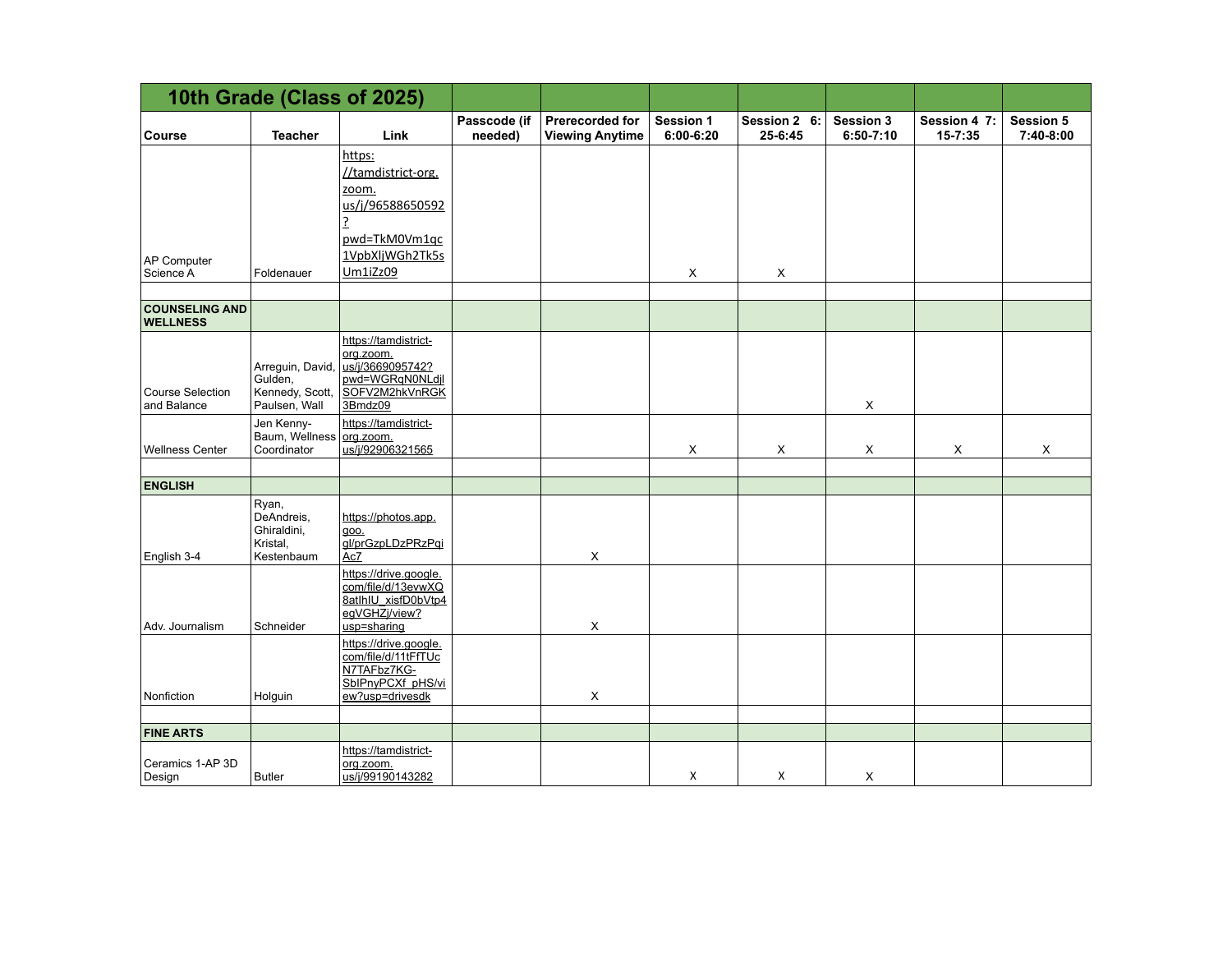| 10th Grade (Class of 2025) | | | | | | | | | |
|---|---|---|---|---|---|---|---|---|---|
| Course | Teacher | Link | Passcode (if needed) | Prerecorded for Viewing Anytime | Session 1 6:00-6:20 | Session 2 6:25-6:45 | Session 3 6:50-7:10 | Session 4 7:15-7:35 | Session 5 7:40-8:00 |
| AP Computer Science A | Foldenauer | https://tamdistrict-org.zoom.us/j/96588650592?pwd=TkM0Vm1qc1VpbXljWGh2Tk5sUm1iZz09 | | | X | X | | | |
| | | | | | | | | | |
| **COUNSELING AND WELLNESS** | | | | | | | | | |
| Course Selection and Balance | Arreguin, David, Gulden, Kennedy, Scott, Paulsen, Wall | https://tamdistrict-org.zoom.us/j/3669095742?pwd=WGRqN0NLdjlSOFV2M2hkVnRGK3Bmdz09 | | | | | X | | |
| Wellness Center | Jen Kenny-Baum, Wellness Coordinator | https://tamdistrict-org.zoom.us/j/92906321565 | | | X | X | X | X | X |
| | | | | | | | | | |
| **ENGLISH** | | | | | | | | | |
| English 3-4 | Ryan, DeAndreis, Ghiraldini, Kristal, Kestenbaum | https://photos.app.goo.gl/prGzpLDzPRzPqiAc7 | | X | | | | | |
| Adv. Journalism | Schneider | https://drive.google.com/file/d/13evwXQ8atlhIU_xisfD0bVtp4egVGHZj/view?usp=sharing | | X | | | | | |
| Nonfiction | Holguin | https://drive.google.com/file/d/11tFfTUcN7TAFbz7KG-SbIPnyPCXf_pHS/view?usp=drivesdk | | X | | | | | |
| | | | | | | | | | |
| **FINE ARTS** | | | | | | | | | |
| Ceramics 1-AP 3D Design | Butler | https://tamdistrict-org.zoom.us/j/99190143282 | | | X | X | X | | |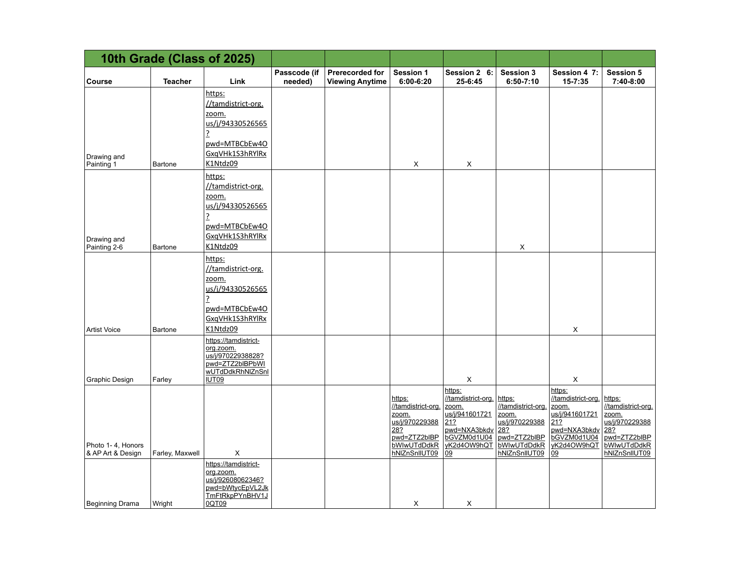| 10th Grade (Class of 2025) | | | | | | | | | |
|---|---|---|---|---|---|---|---|---|---|
| Course | Teacher | Link | Passcode (if needed) | Prerecorded for Viewing Anytime | Session 1 6:00-6:20 | Session 2 6:25-6:45 | Session 3 6:50-7:10 | Session 4 7:15-7:35 | Session 5 7:40-8:00 |
| Drawing and Painting 1 | Bartone | https://tamdistrict-org.zoom.us/j/94330526565?pwd=MTBCbEw4OGxqVHk1S3hRYlRxK1Ntdz09 | | | X | X | | | |
| Drawing and Painting 2-6 | Bartone | https://tamdistrict-org.zoom.us/j/94330526565?pwd=MTBCbEw4OGxqVHk1S3hRYlRxK1Ntdz09 | | | | | X | | |
| Artist Voice | Bartone | https://tamdistrict-org.zoom.us/j/94330526565?pwd=MTBCbEw4OGxqVHk1S3hRYlRxK1Ntdz09 | | | | | | X | |
| Graphic Design | Farley | https://tamdistrict-org.zoom.us/j/97022938828?pwd=ZTZ2blBPbWIwUTdDdkRhNlZnSnlIUT09 | | | | X | | X | |
| Photo 1- 4, Honors & AP Art & Design | Farley, Maxwell | X | | | https://tamdistrict-org.zoom.us/j/97022938828?pwd=ZTZ2blBPbWIwUTdDdkRhNlZnSnlIUT09 | https://tamdistrict-org.zoom.us/j/94160172121?pwd=NXA3bkdvbGVZM0d1U04yK2d4OW9hQT09 | https://tamdistrict-org.zoom.us/j/97022938828?pwd=ZTZ2blBPbWIwUTdDdkRhNlZnSnlIUT09 | https://tamdistrict-org.zoom.us/j/94160172121?pwd=NXA3bkdvbGVZM0d1U04yK2d4OW9hQT09 | https://tamdistrict-org.zoom.us/j/97022938828?pwd=ZTZ2blBPbWIwUTdDdkRhNlZnSnlIUT09 |
| Beginning Drama | Wright | https://tamdistrict-org.zoom.us/j/92608062346?pwd=bWtycEpVL2JkTmFtRkpPYnBHV1J0QT09 | | | X | X | | | |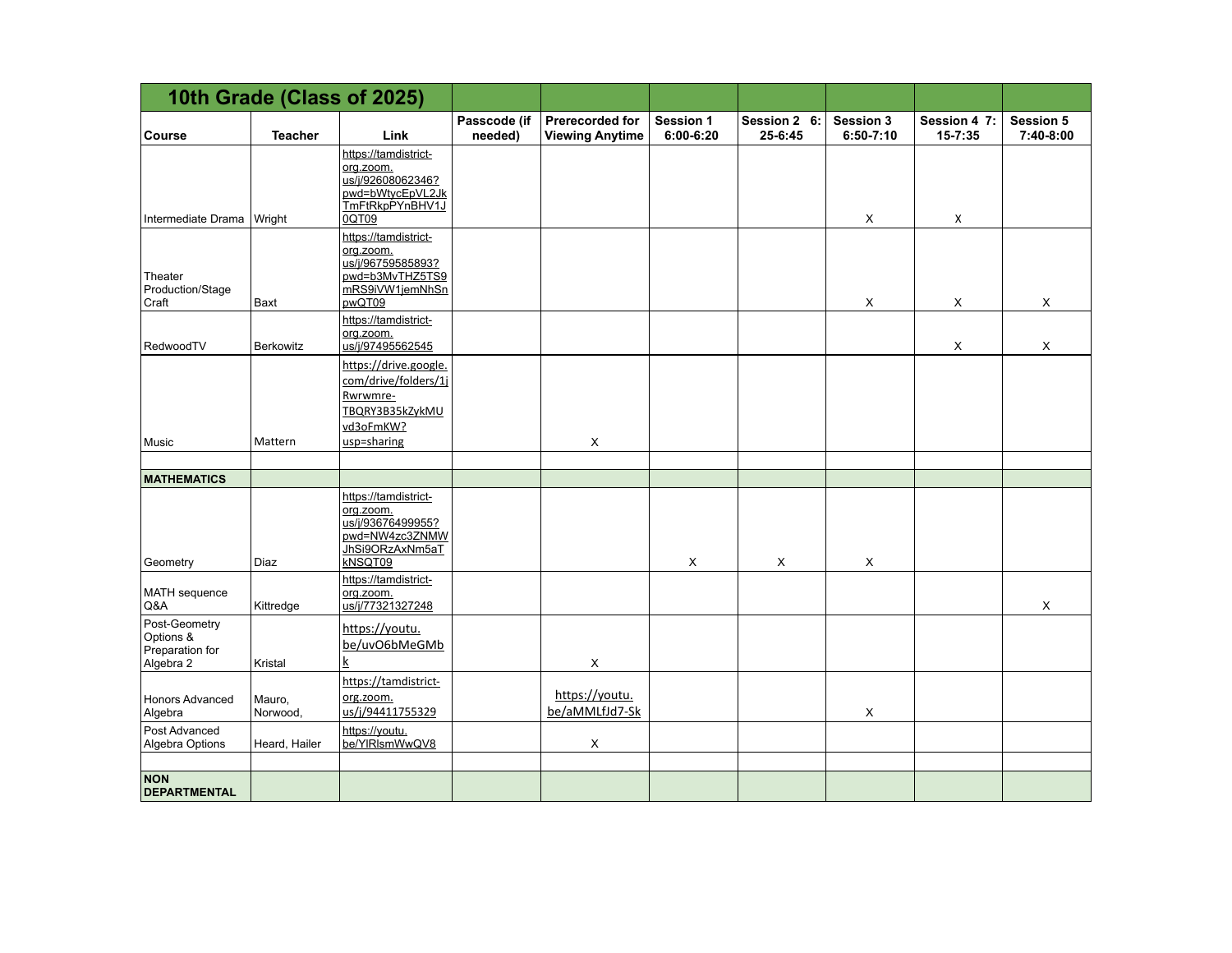| 10th Grade (Class of 2025) | | | | | | | | | |
|---|---|---|---|---|---|---|---|---|---|
| Course | Teacher | Link | Passcode (if needed) | Prerecorded for Viewing Anytime | Session 1 6:00-6:20 | Session 2 6:25-6:45 | Session 3 6:50-7:10 | Session 4 7:15-7:35 | Session 5 7:40-8:00 |
| Intermediate Drama | Wright | https://tamdistrict-org.zoom.us/j/92608062346?pwd=bWtycEpVL2JkTmFtRkpPYnBHV1J0QT09 | | | | | X | X | |
| Theater Production/Stage Craft | Baxt | https://tamdistrict-org.zoom.us/j/96759585893?pwd=b3MvTHZ5TS9mRS9iVW1jemNhSnpwQT09 | | | | | X | X | X |
| RedwoodTV | Berkowitz | https://tamdistrict-org.zoom.us/j/97495562545 | | | | | | X | X |
| Music | Mattern | https://drive.google.com/drive/folders/1jRwrwmre-TBQRY3B35kZykMUvd3oFmKW?usp=sharing | | X | | | | | |
| | | | | | | | | | |
| **MATHEMATICS** | | | | | | | | | |
| Geometry | Diaz | https://tamdistrict-org.zoom.us/j/93676499955?pwd=NW4zc3ZNMWJhSi9ORzAxNm5aTkNSQT09 | | | X | X | X | | |
| MATH sequence Q&A | Kittredge | https://tamdistrict-org.zoom.us/j/77321327248 | | | | | | | X |
| Post-Geometry Options & Preparation for Algebra 2 | Kristal | https://youtu.be/uvO6bMeGMbk | | X | | | | | |
| Honors Advanced Algebra | Mauro, Norwood, | https://tamdistrict-org.zoom.us/j/94411755329 | | https://youtu.be/aMMLfJd7-Sk | | | X | | |
| Post Advanced Algebra Options | Heard, Hailer | https://youtu.be/YIRlsmWwQV8 | | X | | | | | |
| | | | | | | | | | |
| **NON DEPARTMENTAL** | | | | | | | | | |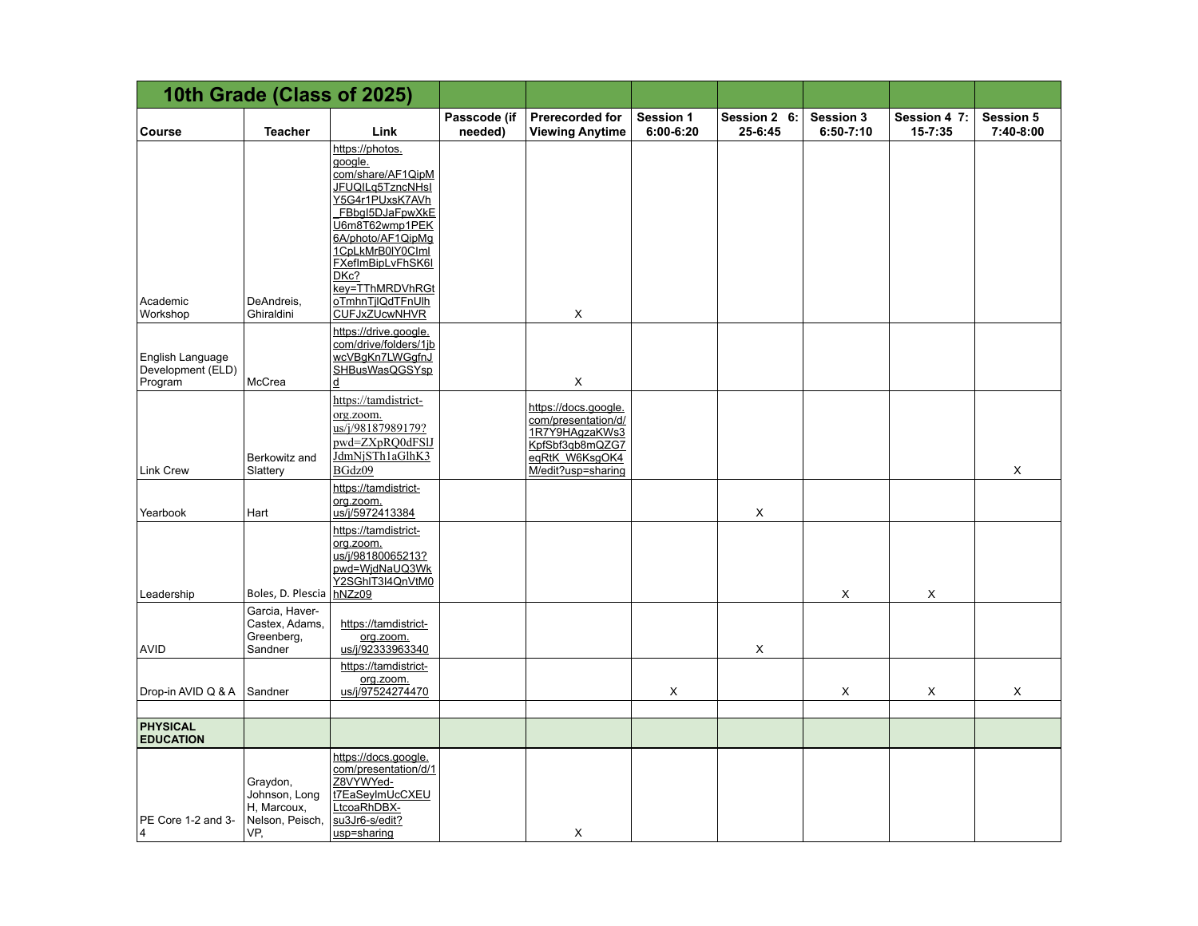| 10th Grade (Class of 2025) | | | | | | | | | |
|---|---|---|---|---|---|---|---|---|---|
| Course | Teacher | Link | Passcode (if needed) | Prerecorded for Viewing Anytime | Session 1 6:00-6:20 | Session 2 6:25-6:45 | Session 3 6:50-7:10 | Session 4 7:15-7:35 | Session 5 7:40-8:00 |
| Academic Workshop | DeAndreis, Ghiraldini | https://photos.google.com/share/AF1QipMJFUQILq5TzncNHsIY5G4r1PUxsK7AVh_FBbgI5DJaFpwXkEU6m8T62wmp1PEK6A/photo/AF1QipMg1CpLkMrB0lY0CImlFXeflmBipLvFhSK6IDKc?key=TThMRDVhRGtoTmhnTjlQdTFnUlhCUFJxZUcwNHVR | | X | | | | | |
| English Language Development (ELD) Program | McCrea | https://drive.google.com/drive/folders/1jbwcVBgKn7LWGgfnJSHBusWasQGSYspd | | X | | | | | |
| Link Crew | Berkowitz and Slattery | https://tamdistrict-org.zoom.us/j/98187989179?pwd=ZXpRQ0dFSlJJdmNjSTh1aGlhK3BGdz09 | | https://docs.google.com/presentation/d/1R7Y9HAgzaKWs3KpfSbf3qb8mQZG7eqRtK_W6KsgOK4M/edit?usp=sharing | | | | | X |
| Yearbook | Hart | https://tamdistrict-org.zoom.us/j/5972413384 | | | | X | | | |
| Leadership | Boles, D. Plescia | https://tamdistrict-org.zoom.us/j/98180065213?pwd=WjdNaUQ3WkY2SGhIT3I4QnVtM0hNZz09 | | | | | X | X | |
| AVID | Garcia, Haver-Castex, Adams, Greenberg, Sandner | https://tamdistrict-org.zoom.us/j/92333963340 | | | | X | | | |
| Drop-in AVID Q & A | Sandner | https://tamdistrict-org.zoom.us/j/97524274470 | | | X | | X | X | X |
| | | | | | | | | | |
| **PHYSICAL EDUCATION** | | | | | | | | | |
| PE Core 1-2 and 3-4 | Graydon, Johnson, Long H, Marcoux, Nelson, Peisch, VP, | https://docs.google.com/presentation/d/1Z8VYWYed-t7EaSeylmUcCXEULtcoaRhDBX-su3Jr6-s/edit?usp=sharing | | X | | | | | |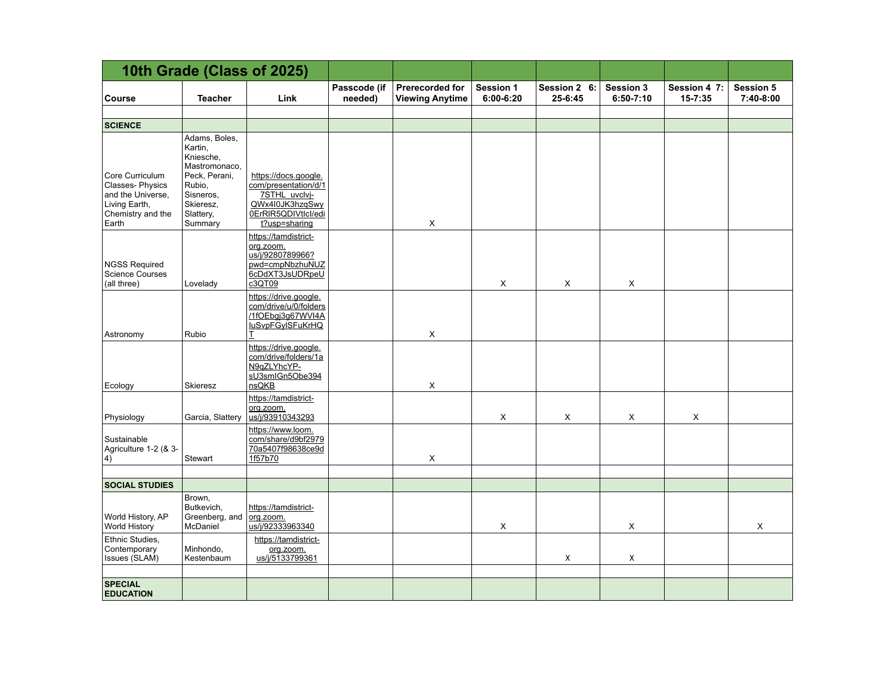| 10th Grade (Class of 2025) | | | | | | | | | |
|---|---|---|---|---|---|---|---|---|---|
| Course | Teacher | Link | Passcode (if needed) | Prerecorded for Viewing Anytime | Session 1 6:00-6:20 | Session 2 6:25-6:45 | Session 3 6:50-7:10 | Session 4 7:15-7:35 | Session 5 7:40-8:00 |
| | | | | | | | | | |
| **SCIENCE** | | | | | | | | | |
| Core Curriculum Classes- Physics and the Universe, Living Earth, Chemistry and the Earth | Adams, Boles, Kartin, Kniesche, Mastromonaco, Peck, Perani, Rubio, Sisneros, Skieresz, Slattery, Summary | https://docs.google.com/presentation/d/17STHL_uvclvj-QWx4I0JK3hzqSwy0ErRIR5QDIVtIcI/edit?usp=sharing | | X | | | | | |
| NGSS Required Science Courses (all three) | Lovelady | https://tamdistrict-org.zoom.us/j/9280789966?pwd=cmpNbzhuNUZ6cDdXT3JsUDRpeUc3QT09 | | | X | X | X | | |
| Astronomy | Rubio | https://drive.google.com/drive/u/0/folders/1fOEbgj3g67WVI4AIuSvpFGylSFuKrHQT | | X | | | | | |
| Ecology | Skieresz | https://drive.google.com/drive/folders/1aN9qZLYhcYP-sU3smIGn5Obe394nsQKB | | X | | | | | |
| Physiology | Garcia, Slattery | https://tamdistrict-org.zoom.us/j/93910343293 | | | X | X | X | X | |
| Sustainable Agriculture 1-2 (& 3-4) | Stewart | https://www.loom.com/share/d9bf297970a5407f98638ce9d1f57b70 | | X | | | | | |
| | | | | | | | | | |
| **SOCIAL STUDIES** | | | | | | | | | |
| World History, AP World History | Brown, Butkevich, Greenberg, and McDaniel | https://tamdistrict-org.zoom.us/j/92333963340 | | | X | | X | | X |
| Ethnic Studies, Contemporary Issues (SLAM) | Minhondo, Kestenbaum | https://tamdistrict-org.zoom.us/j/5133799361 | | | | X | X | | |
| | | | | | | | | | |
| **SPECIAL EDUCATION** | | | | | | | | | |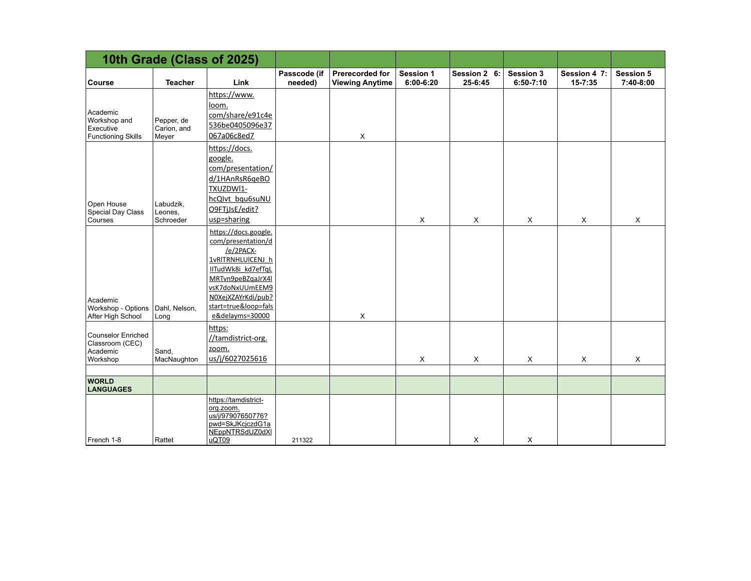| 10th Grade (Class of 2025) | | | | | | | | | |
|---|---|---|---|---|---|---|---|---|---|
| Course | Teacher | Link | Passcode (if needed) | Prerecorded for Viewing Anytime | Session 1 6:00-6:20 | Session 2 6:25-6:45 | Session 3 6:50-7:10 | Session 4 7:15-7:35 | Session 5 7:40-8:00 |
| Academic Workshop and Executive Functioning Skills | Pepper, de Carion, and Meyer | https://www.loom.com/share/e91c4e536be0405096e37067a06c8ed7 | | X | | | | | |
| Open House Special Day Class Courses | Labudzik, Leones, Schroeder | https://docs.google.com/presentation/d/1HAnRsR6qeBOTXUZDWl1-hcQlvt_bqu6suNUO9FTjJsE/edit?usp=sharing | | | X | X | X | X | X |
| Academic Workshop - Options After High School | Dahl, Nelson, Long | https://docs.google.com/presentation/d/e/2PACX-1vRlTRNHLUICENJ_hIlTudWk8i_kd7efTqLMRTvn9peBZqaJrX4lvsK7doNxUUmEEM9N0XejXZAYrKdi/pub?start=true&loop=false&delayms=30000 | | X | | | | | |
| Counselor Enriched Classroom (CEC) Academic Workshop | Sand, MacNaughton | https://tamdistrict-org.zoom.us/j/6027025616 | | | X | X | X | X | X |
| | | | | | | | | | |
| **WORLD LANGUAGES** | | | | | | | | | |
| French 1-8 | Rattet | https://tamdistrict-org.zoom.us/j/97907650776?pwd=SkJKcjczdG1aNEppNTRSdUZ0dXluQT09 | 211322 | | | X | X | | |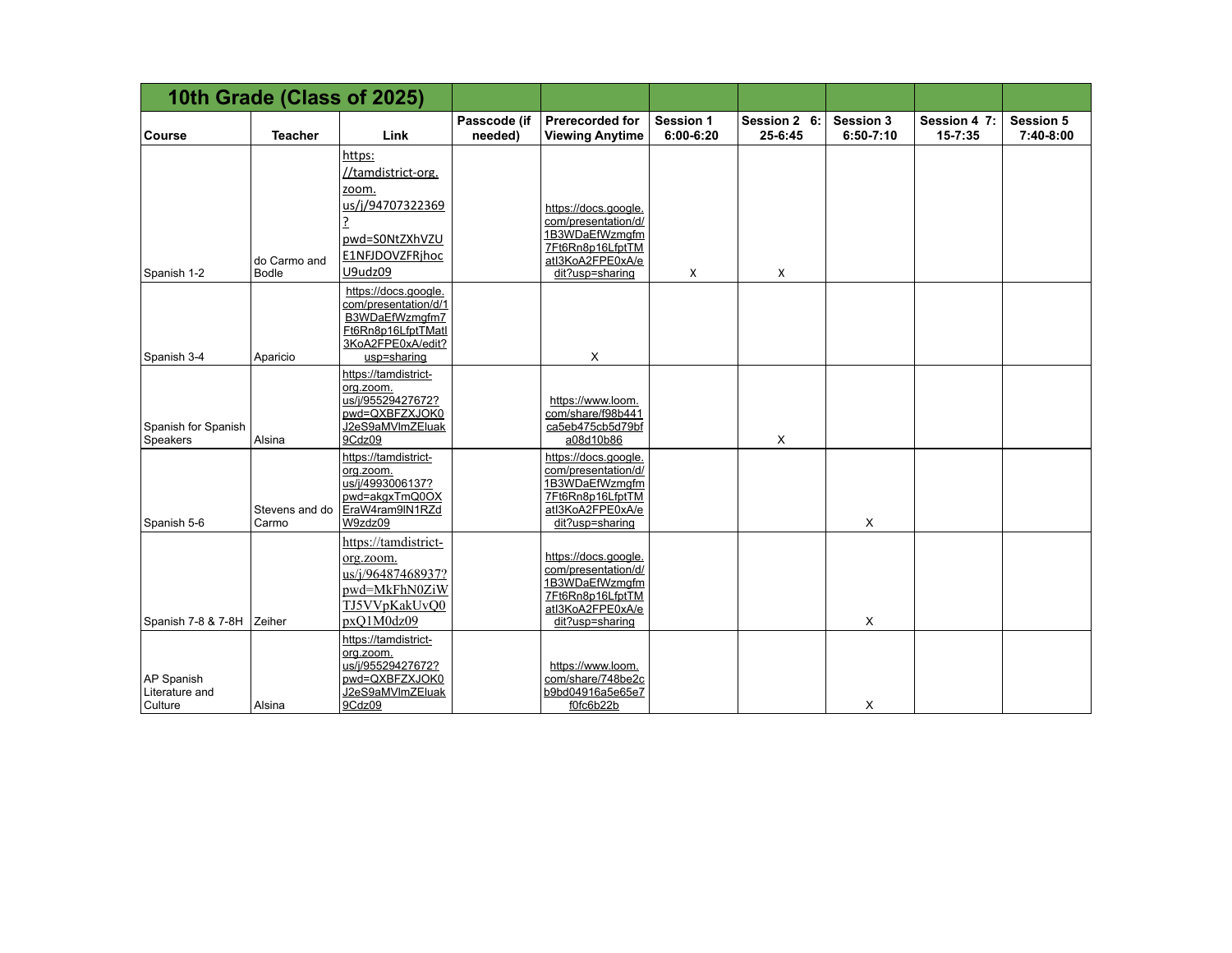| 10th Grade (Class of 2025) | | | | | | | | | |
|---|---|---|---|---|---|---|---|---|---|
| Course | Teacher | Link | Passcode (if needed) | Prerecorded for Viewing Anytime | Session 1 6:00-6:20 | Session 2 6:25-6:45 | Session 3 6:50-7:10 | Session 4 7:15-7:35 | Session 5 7:40-8:00 |
| Spanish 1-2 | do Carmo and Bodle | https://tamdistrict-org.zoom.us/j/94707322369?pwd=S0NtZXhVZUE1NFJDOVZFRjhocU9udz09 | | https://docs.google.com/presentation/d/1B3WDaEfWzmgfm7Ft6Rn8p16LfptTMatI3KoA2FPE0xA/edit?usp=sharing | X | X | | | |
| Spanish 3-4 | Aparicio | https://docs.google.com/presentation/d/1B3WDaEfWzmgfm7Ft6Rn8p16LfptTMatI3KoA2FPE0xA/edit?usp=sharing | | X | | | | | |
| Spanish for Spanish Speakers | Alsina | https://tamdistrict-org.zoom.us/j/95529427672?pwd=QXBFZXJOK0J2eS9aMVlmZEluak9Cdz09 | | https://www.loom.com/share/f98b441ca5eb475cb5d79bfa08d10b86 | | X | | | |
| Spanish 5-6 | Stevens and do Carmo | https://tamdistrict-org.zoom.us/j/4993006137?pwd=akgxTmQ0OXEraW4ram9lN1RZdW9zdz09 | | https://docs.google.com/presentation/d/1B3WDaEfWzmgfm7Ft6Rn8p16LfptTMatI3KoA2FPE0xA/edit?usp=sharing | | | X | | |
| Spanish 7-8 & 7-8H | Zeiher | https://tamdistrict-org.zoom.us/j/96487468937?pwd=MkFhN0ZiWTJ5VVpKakUvQ0pxQ1M0dz09 | | https://docs.google.com/presentation/d/1B3WDaEfWzmgfm7Ft6Rn8p16LfptTMatI3KoA2FPE0xA/edit?usp=sharing | | | X | | |
| AP Spanish Literature and Culture | Alsina | https://tamdistrict-org.zoom.us/j/95529427672?pwd=QXBFZXJOK0J2eS9aMVlmZEluak9Cdz09 | | https://www.loom.com/share/748be2cb9bd04916a5e65e7f0fc6b22b | | | X | | |